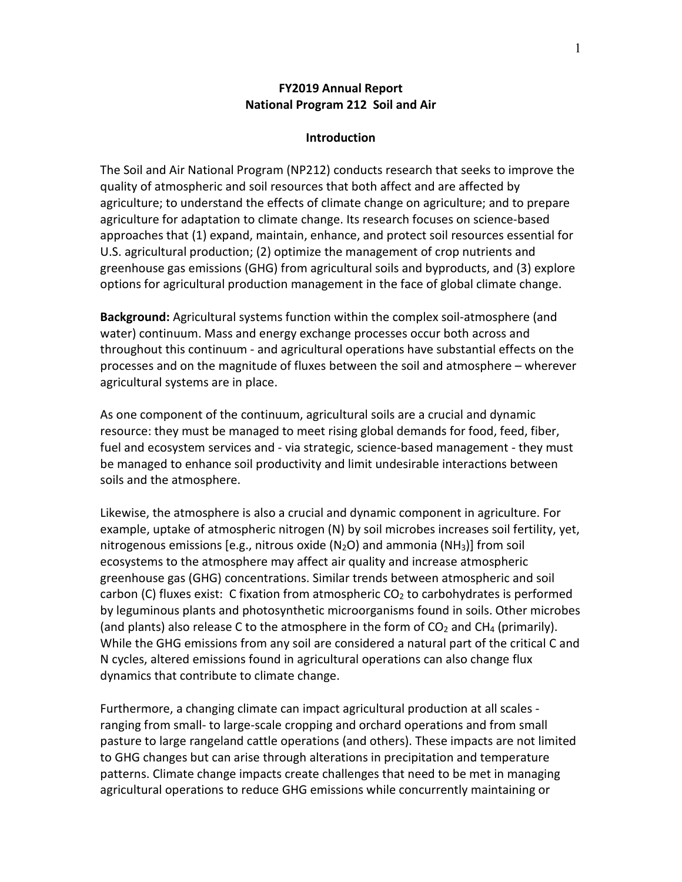**FY2019 Annual Report**
**National Program 212 Soil and Air**

**Introduction**

The Soil and Air National Program (NP212) conducts research that seeks to improve the quality of atmospheric and soil resources that both affect and are affected by agriculture; to understand the effects of climate change on agriculture; and to prepare agriculture for adaptation to climate change. Its research focuses on science-based approaches that (1) expand, maintain, enhance, and protect soil resources essential for U.S. agricultural production; (2) optimize the management of crop nutrients and greenhouse gas emissions (GHG) from agricultural soils and byproducts, and (3) explore options for agricultural production management in the face of global climate change.

**Background:** Agricultural systems function within the complex soil-atmosphere (and water) continuum. Mass and energy exchange processes occur both across and throughout this continuum - and agricultural operations have substantial effects on the processes and on the magnitude of fluxes between the soil and atmosphere – wherever agricultural systems are in place.

As one component of the continuum, agricultural soils are a crucial and dynamic resource: they must be managed to meet rising global demands for food, feed, fiber, fuel and ecosystem services and - via strategic, science-based management - they must be managed to enhance soil productivity and limit undesirable interactions between soils and the atmosphere.

Likewise, the atmosphere is also a crucial and dynamic component in agriculture. For example, uptake of atmospheric nitrogen (N) by soil microbes increases soil fertility, yet, nitrogenous emissions [e.g., nitrous oxide ($N_2O$) and ammonia ($NH_3$)] from soil ecosystems to the atmosphere may affect air quality and increase atmospheric greenhouse gas (GHG) concentrations. Similar trends between atmospheric and soil carbon (C) fluxes exist: C fixation from atmospheric $CO_2$ to carbohydrates is performed by leguminous plants and photosynthetic microorganisms found in soils. Other microbes (and plants) also release C to the atmosphere in the form of $CO_2$ and $CH_4$ (primarily). While the GHG emissions from any soil are considered a natural part of the critical C and N cycles, altered emissions found in agricultural operations can also change flux dynamics that contribute to climate change.

Furthermore, a changing climate can impact agricultural production at all scales - ranging from small- to large-scale cropping and orchard operations and from small pasture to large rangeland cattle operations (and others). These impacts are not limited to GHG changes but can arise through alterations in precipitation and temperature patterns. Climate change impacts create challenges that need to be met in managing agricultural operations to reduce GHG emissions while concurrently maintaining or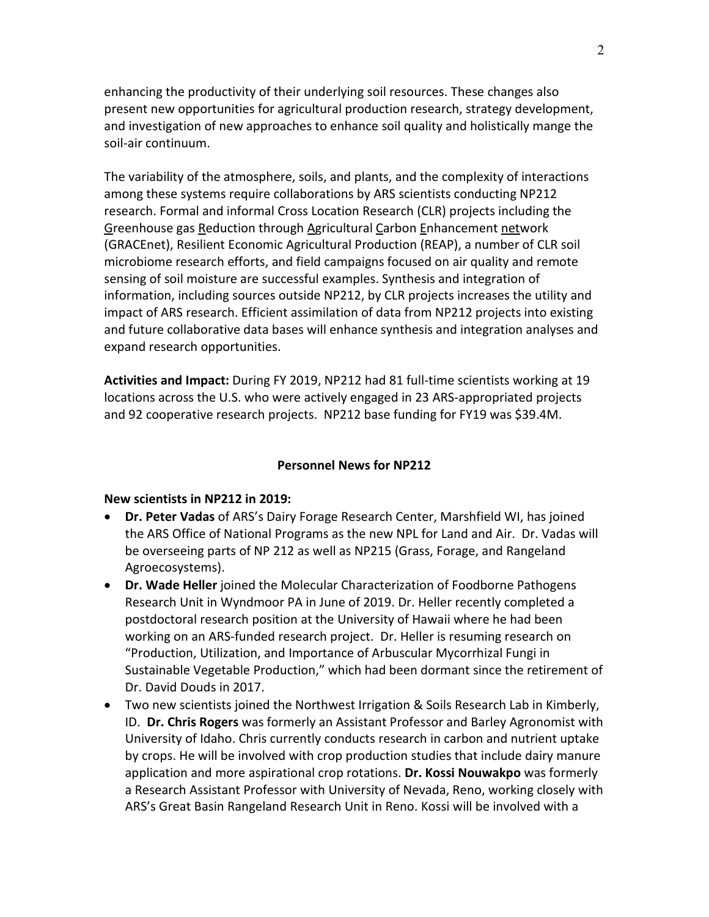enhancing the productivity of their underlying soil resources. These changes also present new opportunities for agricultural production research, strategy development, and investigation of new approaches to enhance soil quality and holistically mange the soil-air continuum.

The variability of the atmosphere, soils, and plants, and the complexity of interactions among these systems require collaborations by ARS scientists conducting NP212 research. Formal and informal Cross Location Research (CLR) projects including the Greenhouse gas Reduction through Agricultural Carbon Enhancement network (GRACEnet), Resilient Economic Agricultural Production (REAP), a number of CLR soil microbiome research efforts, and field campaigns focused on air quality and remote sensing of soil moisture are successful examples. Synthesis and integration of information, including sources outside NP212, by CLR projects increases the utility and impact of ARS research. Efficient assimilation of data from NP212 projects into existing and future collaborative data bases will enhance synthesis and integration analyses and expand research opportunities.

**Activities and Impact:** During FY 2019, NP212 had 81 full-time scientists working at 19 locations across the U.S. who were actively engaged in 23 ARS-appropriated projects and 92 cooperative research projects. NP212 base funding for FY19 was $39.4M.

## Personnel News for NP212

**New scientists in NP212 in 2019:**

- **Dr. Peter Vadas** of ARS's Dairy Forage Research Center, Marshfield WI, has joined the ARS Office of National Programs as the new NPL for Land and Air. Dr. Vadas will be overseeing parts of NP 212 as well as NP215 (Grass, Forage, and Rangeland Agroecosystems).
- **Dr. Wade Heller** joined the Molecular Characterization of Foodborne Pathogens Research Unit in Wyndmoor PA in June of 2019. Dr. Heller recently completed a postdoctoral research position at the University of Hawaii where he had been working on an ARS-funded research project. Dr. Heller is resuming research on "Production, Utilization, and Importance of Arbuscular Mycorrhizal Fungi in Sustainable Vegetable Production," which had been dormant since the retirement of Dr. David Douds in 2017.
- Two new scientists joined the Northwest Irrigation & Soils Research Lab in Kimberly, ID. **Dr. Chris Rogers** was formerly an Assistant Professor and Barley Agronomist with University of Idaho. Chris currently conducts research in carbon and nutrient uptake by crops. He will be involved with crop production studies that include dairy manure application and more aspirational crop rotations. **Dr. Kossi Nouwakpo** was formerly a Research Assistant Professor with University of Nevada, Reno, working closely with ARS's Great Basin Rangeland Research Unit in Reno. Kossi will be involved with a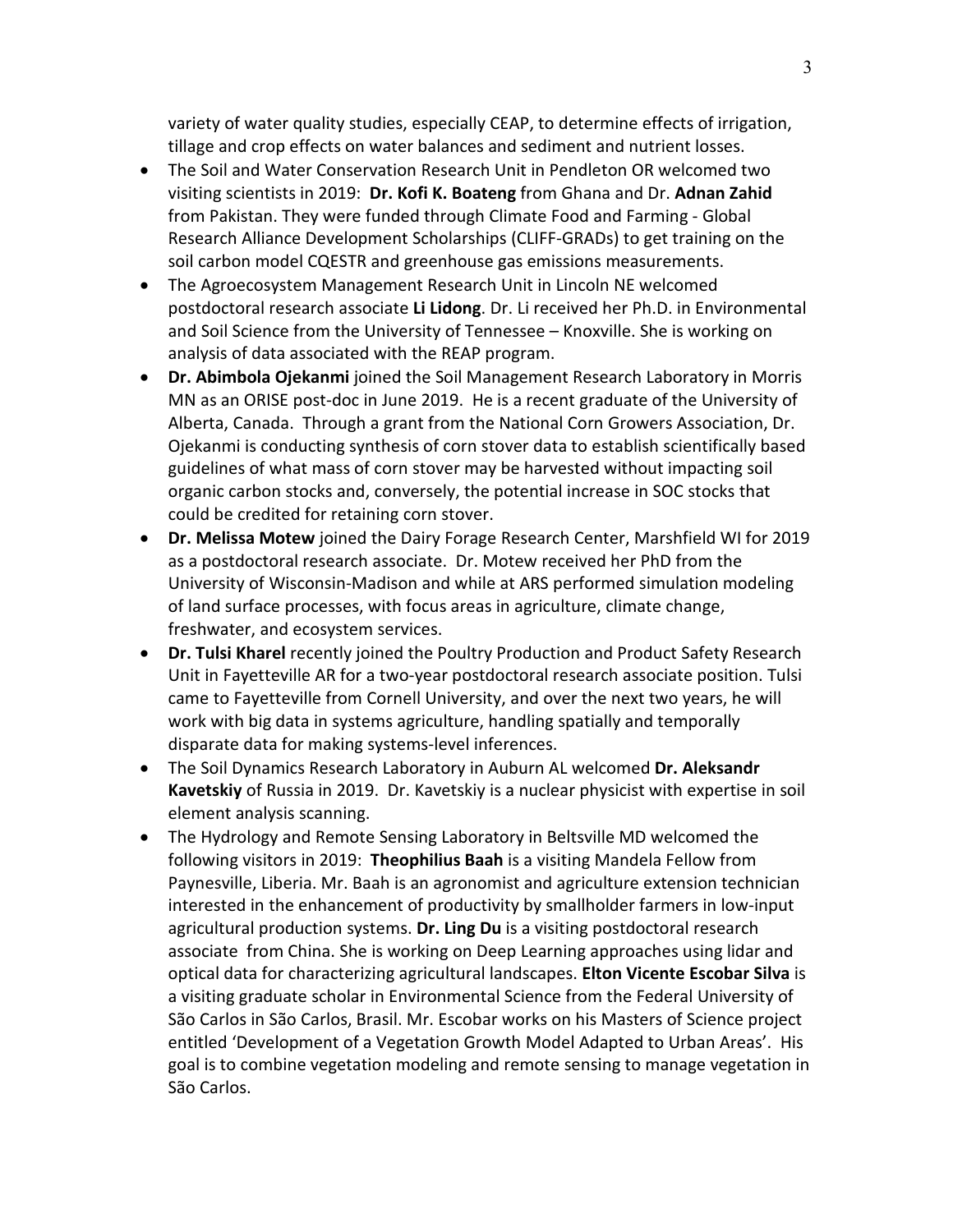variety of water quality studies, especially CEAP, to determine effects of irrigation, tillage and crop effects on water balances and sediment and nutrient losses.

- The Soil and Water Conservation Research Unit in Pendleton OR welcomed two visiting scientists in 2019: **Dr. Kofi K. Boateng** from Ghana and Dr. **Adnan Zahid** from Pakistan. They were funded through Climate Food and Farming - Global Research Alliance Development Scholarships (CLIFF-GRADs) to get training on the soil carbon model CQESTR and greenhouse gas emissions measurements.
- The Agroecosystem Management Research Unit in Lincoln NE welcomed postdoctoral research associate **Li Lidong**. Dr. Li received her Ph.D. in Environmental and Soil Science from the University of Tennessee – Knoxville. She is working on analysis of data associated with the REAP program.
- **Dr. Abimbola Ojekanmi** joined the Soil Management Research Laboratory in Morris MN as an ORISE post-doc in June 2019. He is a recent graduate of the University of Alberta, Canada. Through a grant from the National Corn Growers Association, Dr. Ojekanmi is conducting synthesis of corn stover data to establish scientifically based guidelines of what mass of corn stover may be harvested without impacting soil organic carbon stocks and, conversely, the potential increase in SOC stocks that could be credited for retaining corn stover.
- **Dr. Melissa Motew** joined the Dairy Forage Research Center, Marshfield WI for 2019 as a postdoctoral research associate. Dr. Motew received her PhD from the University of Wisconsin-Madison and while at ARS performed simulation modeling of land surface processes, with focus areas in agriculture, climate change, freshwater, and ecosystem services.
- **Dr. Tulsi Kharel** recently joined the Poultry Production and Product Safety Research Unit in Fayetteville AR for a two-year postdoctoral research associate position. Tulsi came to Fayetteville from Cornell University, and over the next two years, he will work with big data in systems agriculture, handling spatially and temporally disparate data for making systems-level inferences.
- The Soil Dynamics Research Laboratory in Auburn AL welcomed **Dr. Aleksandr Kavetskiy** of Russia in 2019. Dr. Kavetskiy is a nuclear physicist with expertise in soil element analysis scanning.
- The Hydrology and Remote Sensing Laboratory in Beltsville MD welcomed the following visitors in 2019: **Theophilius Baah** is a visiting Mandela Fellow from Paynesville, Liberia. Mr. Baah is an agronomist and agriculture extension technician interested in the enhancement of productivity by smallholder farmers in low-input agricultural production systems. **Dr. Ling Du** is a visiting postdoctoral research associate from China. She is working on Deep Learning approaches using lidar and optical data for characterizing agricultural landscapes. **Elton Vicente Escobar Silva** is a visiting graduate scholar in Environmental Science from the Federal University of São Carlos in São Carlos, Brasil. Mr. Escobar works on his Masters of Science project entitled 'Development of a Vegetation Growth Model Adapted to Urban Areas'. His goal is to combine vegetation modeling and remote sensing to manage vegetation in São Carlos.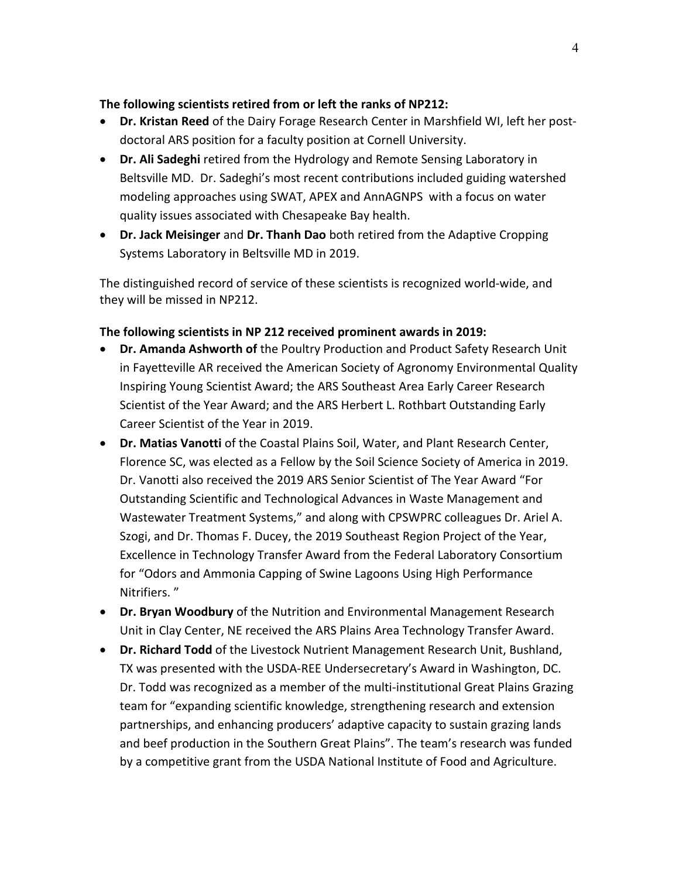**The following scientists retired from or left the ranks of NP212:**

- **Dr. Kristan Reed** of the Dairy Forage Research Center in Marshfield WI, left her post-doctoral ARS position for a faculty position at Cornell University.
- **Dr. Ali Sadeghi** retired from the Hydrology and Remote Sensing Laboratory in Beltsville MD. Dr. Sadeghi's most recent contributions included guiding watershed modeling approaches using SWAT, APEX and AnnAGNPS with a focus on water quality issues associated with Chesapeake Bay health.
- **Dr. Jack Meisinger** and **Dr. Thanh Dao** both retired from the Adaptive Cropping Systems Laboratory in Beltsville MD in 2019.

The distinguished record of service of these scientists is recognized world-wide, and they will be missed in NP212.

**The following scientists in NP 212 received prominent awards in 2019:**

- **Dr. Amanda Ashworth of** the Poultry Production and Product Safety Research Unit in Fayetteville AR received the American Society of Agronomy Environmental Quality Inspiring Young Scientist Award; the ARS Southeast Area Early Career Research Scientist of the Year Award; and the ARS Herbert L. Rothbart Outstanding Early Career Scientist of the Year in 2019.
- **Dr. Matias Vanotti** of the Coastal Plains Soil, Water, and Plant Research Center, Florence SC, was elected as a Fellow by the Soil Science Society of America in 2019. Dr. Vanotti also received the 2019 ARS Senior Scientist of The Year Award "For Outstanding Scientific and Technological Advances in Waste Management and Wastewater Treatment Systems," and along with CPSWPRC colleagues Dr. Ariel A. Szogi, and Dr. Thomas F. Ducey, the 2019 Southeast Region Project of the Year, Excellence in Technology Transfer Award from the Federal Laboratory Consortium for "Odors and Ammonia Capping of Swine Lagoons Using High Performance Nitrifiers. "
- **Dr. Bryan Woodbury** of the Nutrition and Environmental Management Research Unit in Clay Center, NE received the ARS Plains Area Technology Transfer Award.
- **Dr. Richard Todd** of the Livestock Nutrient Management Research Unit, Bushland, TX was presented with the USDA-REE Undersecretary's Award in Washington, DC. Dr. Todd was recognized as a member of the multi-institutional Great Plains Grazing team for "expanding scientific knowledge, strengthening research and extension partnerships, and enhancing producers' adaptive capacity to sustain grazing lands and beef production in the Southern Great Plains". The team's research was funded by a competitive grant from the USDA National Institute of Food and Agriculture.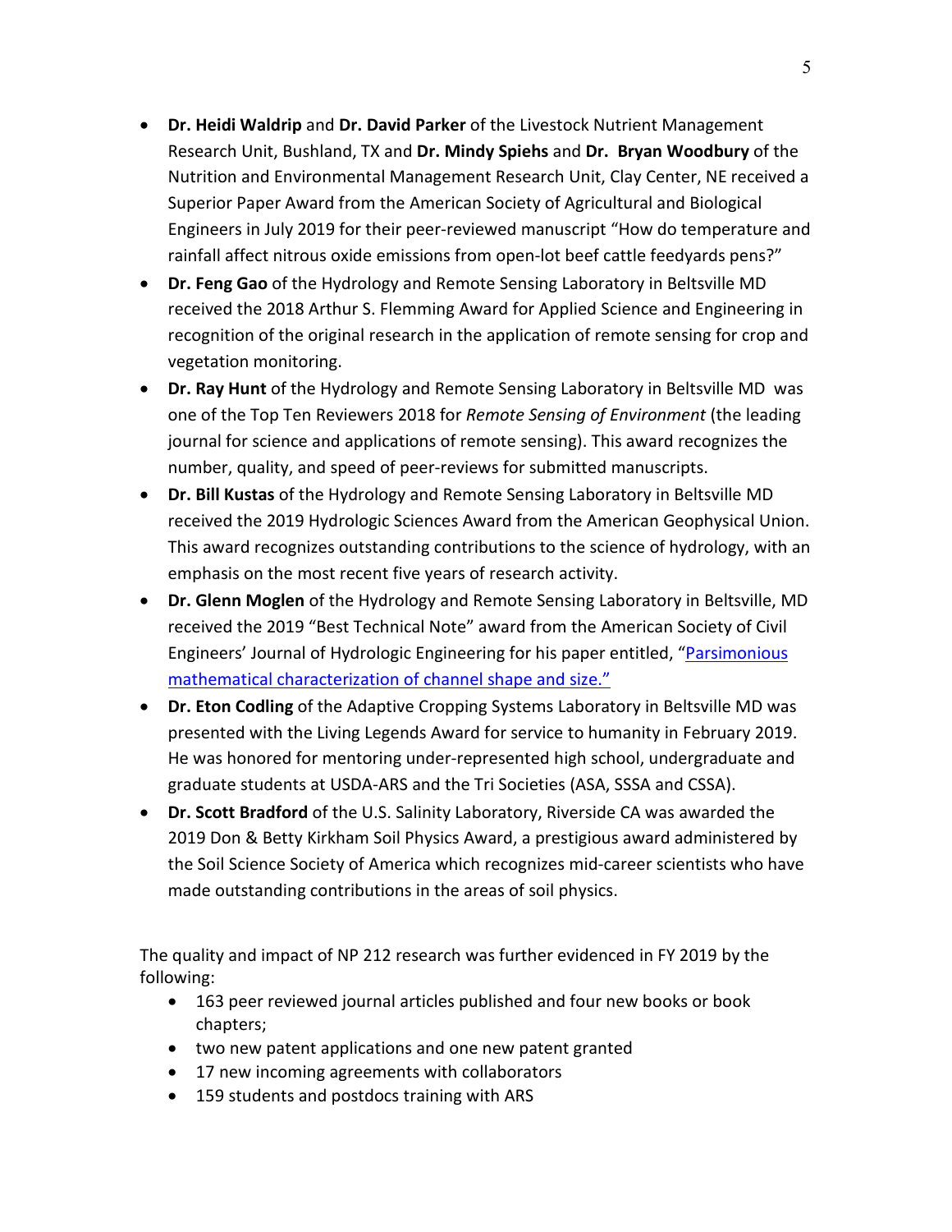- **Dr. Heidi Waldrip** and **Dr. David Parker** of the Livestock Nutrient Management Research Unit, Bushland, TX and **Dr. Mindy Spiehs** and **Dr. Bryan Woodbury** of the Nutrition and Environmental Management Research Unit, Clay Center, NE received a Superior Paper Award from the American Society of Agricultural and Biological Engineers in July 2019 for their peer-reviewed manuscript "How do temperature and rainfall affect nitrous oxide emissions from open-lot beef cattle feedyards pens?"
- **Dr. Feng Gao** of the Hydrology and Remote Sensing Laboratory in Beltsville MD received the 2018 Arthur S. Flemming Award for Applied Science and Engineering in recognition of the original research in the application of remote sensing for crop and vegetation monitoring.
- **Dr. Ray Hunt** of the Hydrology and Remote Sensing Laboratory in Beltsville MD was one of the Top Ten Reviewers 2018 for *Remote Sensing of Environment* (the leading journal for science and applications of remote sensing). This award recognizes the number, quality, and speed of peer-reviews for submitted manuscripts.
- **Dr. Bill Kustas** of the Hydrology and Remote Sensing Laboratory in Beltsville MD received the 2019 Hydrologic Sciences Award from the American Geophysical Union. This award recognizes outstanding contributions to the science of hydrology, with an emphasis on the most recent five years of research activity.
- **Dr. Glenn Moglen** of the Hydrology and Remote Sensing Laboratory in Beltsville, MD received the 2019 "Best Technical Note" award from the American Society of Civil Engineers' Journal of Hydrologic Engineering for his paper entitled, "Parsimonious mathematical characterization of channel shape and size."
- **Dr. Eton Codling** of the Adaptive Cropping Systems Laboratory in Beltsville MD was presented with the Living Legends Award for service to humanity in February 2019. He was honored for mentoring under-represented high school, undergraduate and graduate students at USDA-ARS and the Tri Societies (ASA, SSSA and CSSA).
- **Dr. Scott Bradford** of the U.S. Salinity Laboratory, Riverside CA was awarded the 2019 Don & Betty Kirkham Soil Physics Award, a prestigious award administered by the Soil Science Society of America which recognizes mid-career scientists who have made outstanding contributions in the areas of soil physics.

The quality and impact of NP 212 research was further evidenced in FY 2019 by the following:

- 163 peer reviewed journal articles published and four new books or book chapters;
- two new patent applications and one new patent granted
- 17 new incoming agreements with collaborators
- 159 students and postdocs training with ARS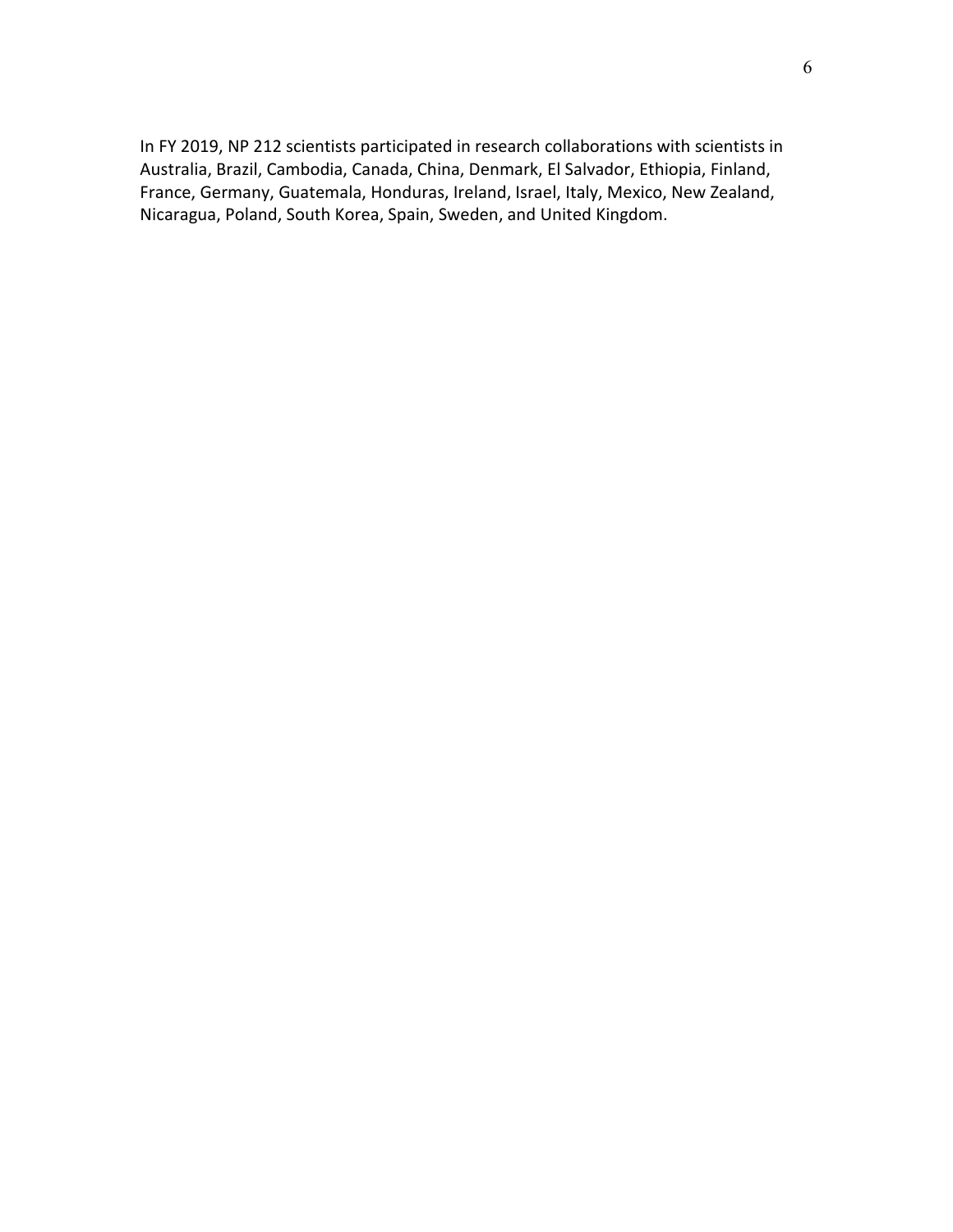In FY 2019, NP 212 scientists participated in research collaborations with scientists in Australia, Brazil, Cambodia, Canada, China, Denmark, El Salvador, Ethiopia, Finland, France, Germany, Guatemala, Honduras, Ireland, Israel, Italy, Mexico, New Zealand, Nicaragua, Poland, South Korea, Spain, Sweden, and United Kingdom.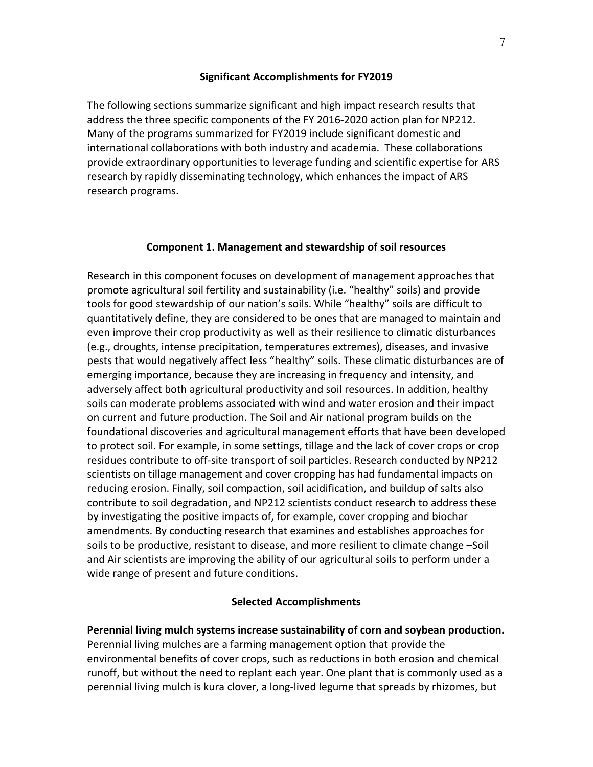## Significant Accomplishments for FY2019

The following sections summarize significant and high impact research results that address the three specific components of the FY 2016-2020 action plan for NP212. Many of the programs summarized for FY2019 include significant domestic and international collaborations with both industry and academia. These collaborations provide extraordinary opportunities to leverage funding and scientific expertise for ARS research by rapidly disseminating technology, which enhances the impact of ARS research programs.

### Component 1. Management and stewardship of soil resources

Research in this component focuses on development of management approaches that promote agricultural soil fertility and sustainability (i.e. "healthy" soils) and provide tools for good stewardship of our nation's soils. While "healthy" soils are difficult to quantitatively define, they are considered to be ones that are managed to maintain and even improve their crop productivity as well as their resilience to climatic disturbances (e.g., droughts, intense precipitation, temperatures extremes), diseases, and invasive pests that would negatively affect less "healthy" soils. These climatic disturbances are of emerging importance, because they are increasing in frequency and intensity, and adversely affect both agricultural productivity and soil resources. In addition, healthy soils can moderate problems associated with wind and water erosion and their impact on current and future production. The Soil and Air national program builds on the foundational discoveries and agricultural management efforts that have been developed to protect soil. For example, in some settings, tillage and the lack of cover crops or crop residues contribute to off-site transport of soil particles. Research conducted by NP212 scientists on tillage management and cover cropping has had fundamental impacts on reducing erosion. Finally, soil compaction, soil acidification, and buildup of salts also contribute to soil degradation, and NP212 scientists conduct research to address these by investigating the positive impacts of, for example, cover cropping and biochar amendments. By conducting research that examines and establishes approaches for soils to be productive, resistant to disease, and more resilient to climate change –Soil and Air scientists are improving the ability of our agricultural soils to perform under a wide range of present and future conditions.

### Selected Accomplishments

**Perennial living mulch systems increase sustainability of corn and soybean production.** Perennial living mulches are a farming management option that provide the environmental benefits of cover crops, such as reductions in both erosion and chemical runoff, but without the need to replant each year. One plant that is commonly used as a perennial living mulch is kura clover, a long-lived legume that spreads by rhizomes, but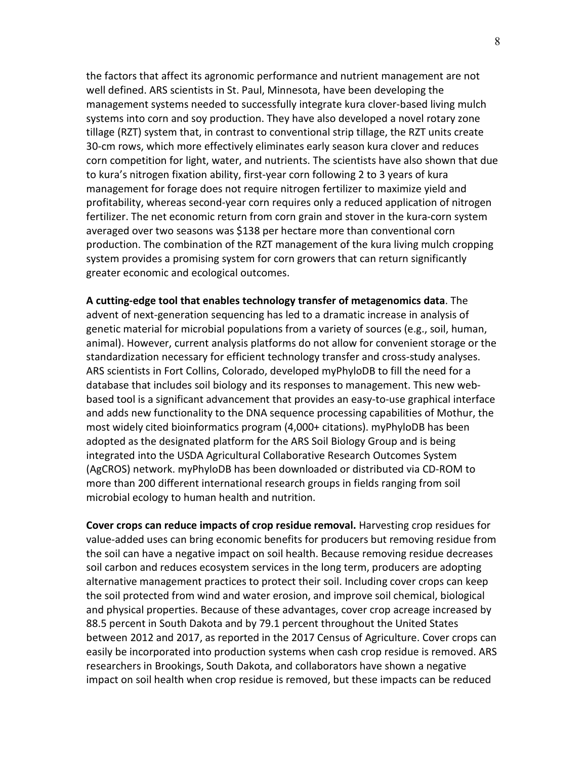the factors that affect its agronomic performance and nutrient management are not well defined. ARS scientists in St. Paul, Minnesota, have been developing the management systems needed to successfully integrate kura clover-based living mulch systems into corn and soy production. They have also developed a novel rotary zone tillage (RZT) system that, in contrast to conventional strip tillage, the RZT units create 30-cm rows, which more effectively eliminates early season kura clover and reduces corn competition for light, water, and nutrients. The scientists have also shown that due to kura's nitrogen fixation ability, first-year corn following 2 to 3 years of kura management for forage does not require nitrogen fertilizer to maximize yield and profitability, whereas second-year corn requires only a reduced application of nitrogen fertilizer. The net economic return from corn grain and stover in the kura-corn system averaged over two seasons was $138 per hectare more than conventional corn production. The combination of the RZT management of the kura living mulch cropping system provides a promising system for corn growers that can return significantly greater economic and ecological outcomes.

**A cutting-edge tool that enables technology transfer of metagenomics data**. The advent of next-generation sequencing has led to a dramatic increase in analysis of genetic material for microbial populations from a variety of sources (e.g., soil, human, animal). However, current analysis platforms do not allow for convenient storage or the standardization necessary for efficient technology transfer and cross-study analyses. ARS scientists in Fort Collins, Colorado, developed myPhyloDB to fill the need for a database that includes soil biology and its responses to management. This new web-based tool is a significant advancement that provides an easy-to-use graphical interface and adds new functionality to the DNA sequence processing capabilities of Mothur, the most widely cited bioinformatics program (4,000+ citations). myPhyloDB has been adopted as the designated platform for the ARS Soil Biology Group and is being integrated into the USDA Agricultural Collaborative Research Outcomes System (AgCROS) network. myPhyloDB has been downloaded or distributed via CD-ROM to more than 200 different international research groups in fields ranging from soil microbial ecology to human health and nutrition.

**Cover crops can reduce impacts of crop residue removal.** Harvesting crop residues for value-added uses can bring economic benefits for producers but removing residue from the soil can have a negative impact on soil health. Because removing residue decreases soil carbon and reduces ecosystem services in the long term, producers are adopting alternative management practices to protect their soil. Including cover crops can keep the soil protected from wind and water erosion, and improve soil chemical, biological and physical properties. Because of these advantages, cover crop acreage increased by 88.5 percent in South Dakota and by 79.1 percent throughout the United States between 2012 and 2017, as reported in the 2017 Census of Agriculture. Cover crops can easily be incorporated into production systems when cash crop residue is removed. ARS researchers in Brookings, South Dakota, and collaborators have shown a negative impact on soil health when crop residue is removed, but these impacts can be reduced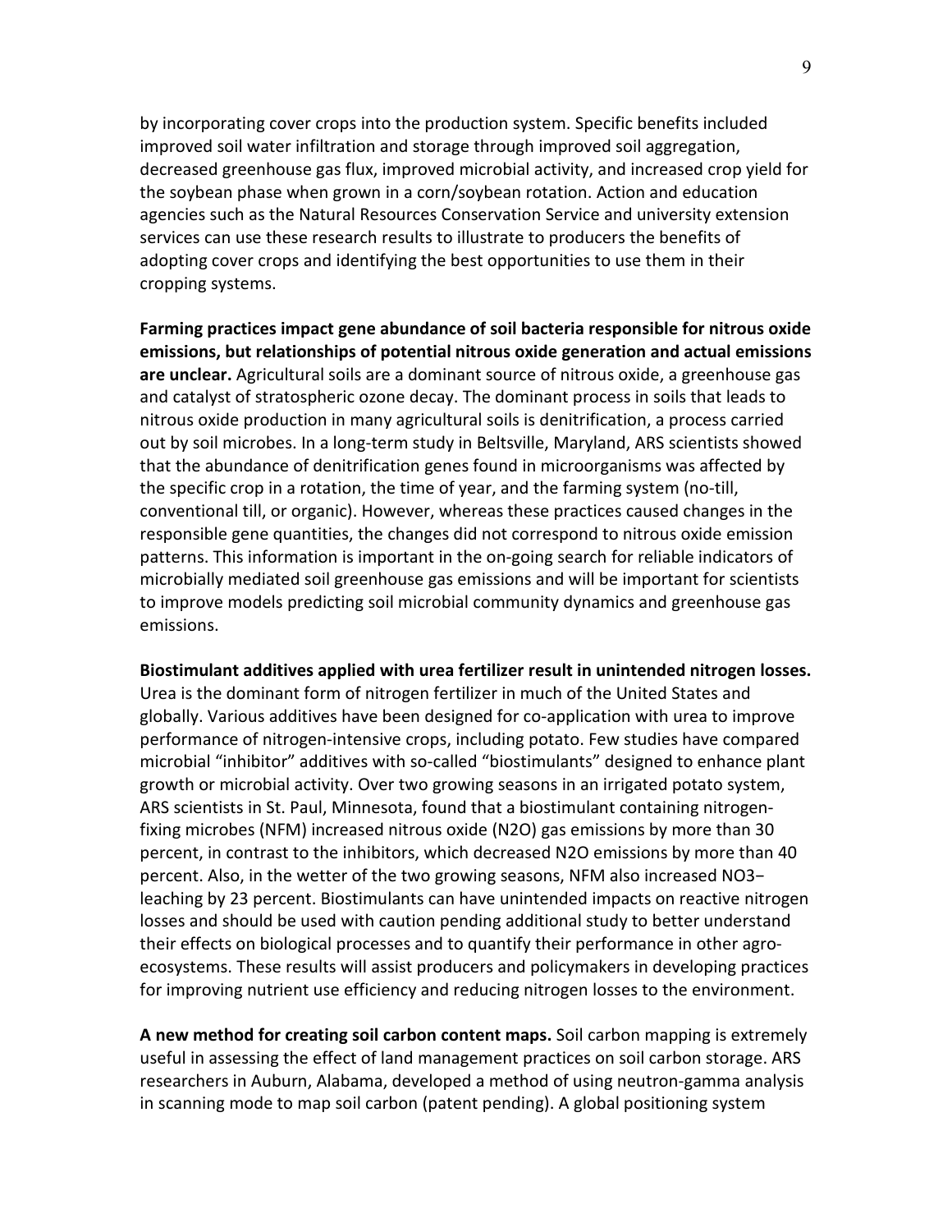by incorporating cover crops into the production system. Specific benefits included improved soil water infiltration and storage through improved soil aggregation, decreased greenhouse gas flux, improved microbial activity, and increased crop yield for the soybean phase when grown in a corn/soybean rotation. Action and education agencies such as the Natural Resources Conservation Service and university extension services can use these research results to illustrate to producers the benefits of adopting cover crops and identifying the best opportunities to use them in their cropping systems.

**Farming practices impact gene abundance of soil bacteria responsible for nitrous oxide emissions, but relationships of potential nitrous oxide generation and actual emissions are unclear.** Agricultural soils are a dominant source of nitrous oxide, a greenhouse gas and catalyst of stratospheric ozone decay. The dominant process in soils that leads to nitrous oxide production in many agricultural soils is denitrification, a process carried out by soil microbes. In a long-term study in Beltsville, Maryland, ARS scientists showed that the abundance of denitrification genes found in microorganisms was affected by the specific crop in a rotation, the time of year, and the farming system (no-till, conventional till, or organic). However, whereas these practices caused changes in the responsible gene quantities, the changes did not correspond to nitrous oxide emission patterns. This information is important in the on-going search for reliable indicators of microbially mediated soil greenhouse gas emissions and will be important for scientists to improve models predicting soil microbial community dynamics and greenhouse gas emissions.

**Biostimulant additives applied with urea fertilizer result in unintended nitrogen losses.** Urea is the dominant form of nitrogen fertilizer in much of the United States and globally. Various additives have been designed for co-application with urea to improve performance of nitrogen-intensive crops, including potato. Few studies have compared microbial "inhibitor" additives with so-called "biostimulants" designed to enhance plant growth or microbial activity. Over two growing seasons in an irrigated potato system, ARS scientists in St. Paul, Minnesota, found that a biostimulant containing nitrogen-fixing microbes (NFM) increased nitrous oxide ($N_2O$) gas emissions by more than 30 percent, in contrast to the inhibitors, which decreased $N_2O$ emissions by more than 40 percent. Also, in the wetter of the two growing seasons, NFM also increased $NO_3^-$ leaching by 23 percent. Biostimulants can have unintended impacts on reactive nitrogen losses and should be used with caution pending additional study to better understand their effects on biological processes and to quantify their performance in other agro-ecosystems. These results will assist producers and policymakers in developing practices for improving nutrient use efficiency and reducing nitrogen losses to the environment.

**A new method for creating soil carbon content maps.** Soil carbon mapping is extremely useful in assessing the effect of land management practices on soil carbon storage. ARS researchers in Auburn, Alabama, developed a method of using neutron-gamma analysis in scanning mode to map soil carbon (patent pending). A global positioning system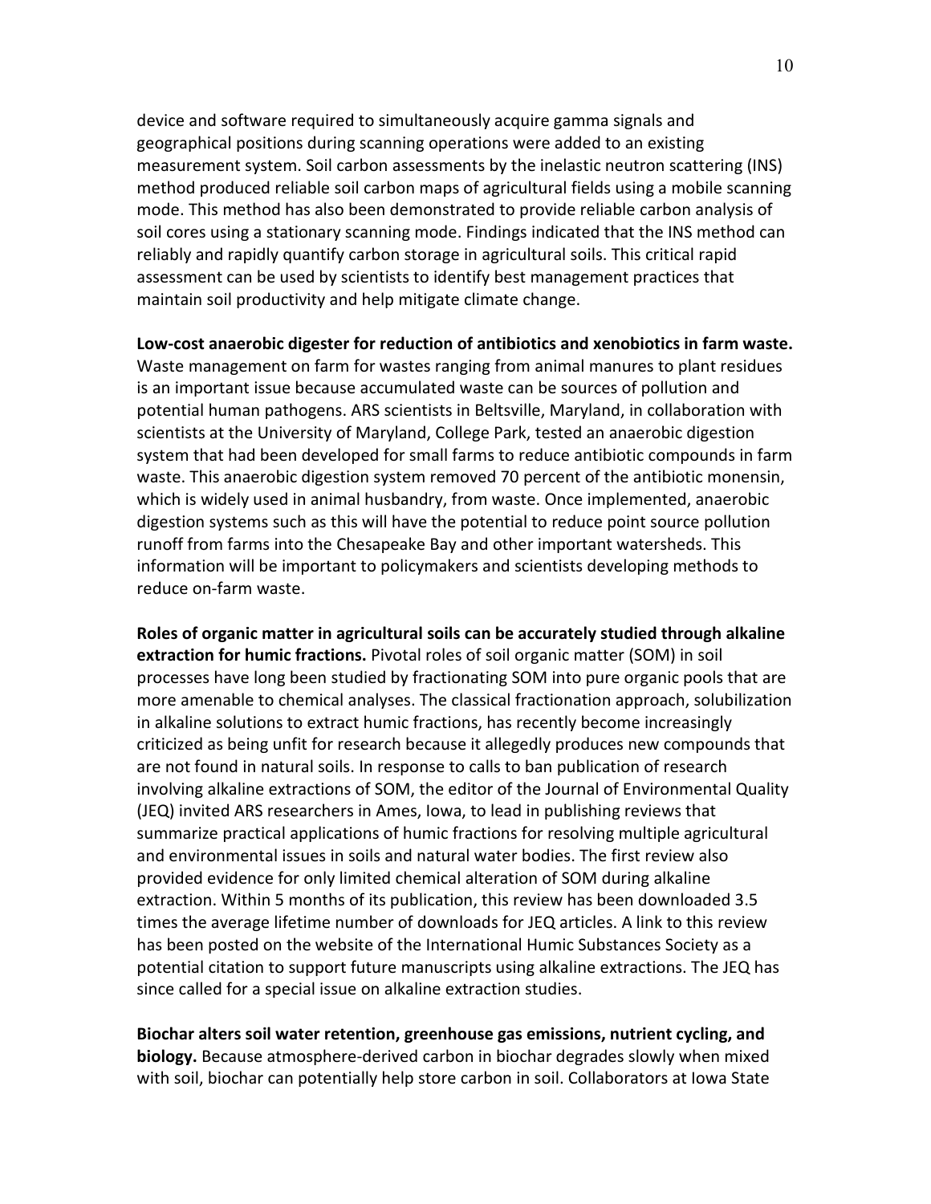device and software required to simultaneously acquire gamma signals and geographical positions during scanning operations were added to an existing measurement system. Soil carbon assessments by the inelastic neutron scattering (INS) method produced reliable soil carbon maps of agricultural fields using a mobile scanning mode. This method has also been demonstrated to provide reliable carbon analysis of soil cores using a stationary scanning mode. Findings indicated that the INS method can reliably and rapidly quantify carbon storage in agricultural soils. This critical rapid assessment can be used by scientists to identify best management practices that maintain soil productivity and help mitigate climate change.

**Low-cost anaerobic digester for reduction of antibiotics and xenobiotics in farm waste.** Waste management on farm for wastes ranging from animal manures to plant residues is an important issue because accumulated waste can be sources of pollution and potential human pathogens. ARS scientists in Beltsville, Maryland, in collaboration with scientists at the University of Maryland, College Park, tested an anaerobic digestion system that had been developed for small farms to reduce antibiotic compounds in farm waste. This anaerobic digestion system removed 70 percent of the antibiotic monensin, which is widely used in animal husbandry, from waste. Once implemented, anaerobic digestion systems such as this will have the potential to reduce point source pollution runoff from farms into the Chesapeake Bay and other important watersheds. This information will be important to policymakers and scientists developing methods to reduce on-farm waste.

**Roles of organic matter in agricultural soils can be accurately studied through alkaline extraction for humic fractions.** Pivotal roles of soil organic matter (SOM) in soil processes have long been studied by fractionating SOM into pure organic pools that are more amenable to chemical analyses. The classical fractionation approach, solubilization in alkaline solutions to extract humic fractions, has recently become increasingly criticized as being unfit for research because it allegedly produces new compounds that are not found in natural soils. In response to calls to ban publication of research involving alkaline extractions of SOM, the editor of the Journal of Environmental Quality (JEQ) invited ARS researchers in Ames, Iowa, to lead in publishing reviews that summarize practical applications of humic fractions for resolving multiple agricultural and environmental issues in soils and natural water bodies. The first review also provided evidence for only limited chemical alteration of SOM during alkaline extraction. Within 5 months of its publication, this review has been downloaded 3.5 times the average lifetime number of downloads for JEQ articles. A link to this review has been posted on the website of the International Humic Substances Society as a potential citation to support future manuscripts using alkaline extractions. The JEQ has since called for a special issue on alkaline extraction studies.

**Biochar alters soil water retention, greenhouse gas emissions, nutrient cycling, and biology.** Because atmosphere-derived carbon in biochar degrades slowly when mixed with soil, biochar can potentially help store carbon in soil. Collaborators at Iowa State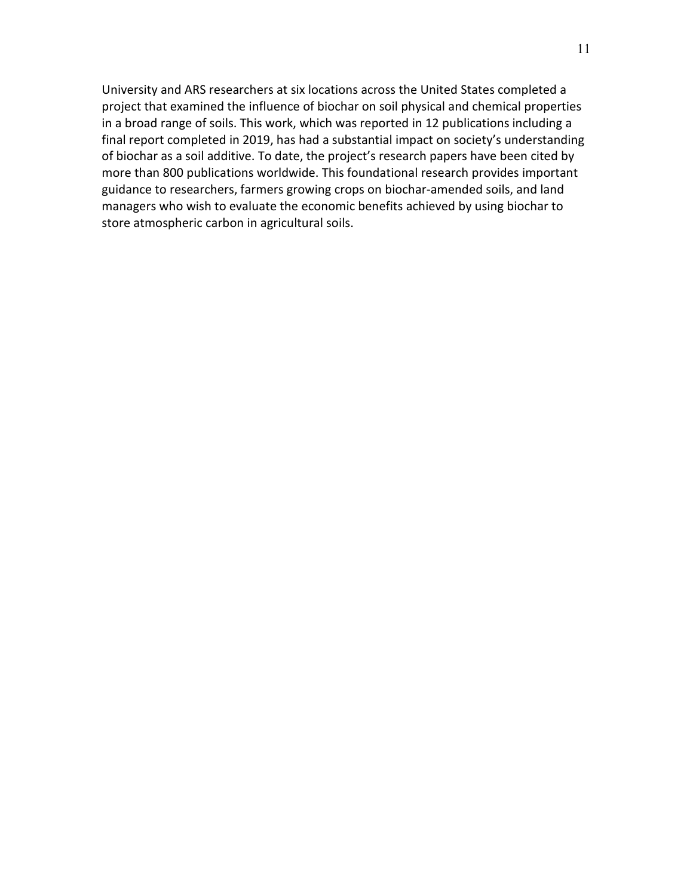University and ARS researchers at six locations across the United States completed a project that examined the influence of biochar on soil physical and chemical properties in a broad range of soils. This work, which was reported in 12 publications including a final report completed in 2019, has had a substantial impact on society's understanding of biochar as a soil additive. To date, the project's research papers have been cited by more than 800 publications worldwide. This foundational research provides important guidance to researchers, farmers growing crops on biochar-amended soils, and land managers who wish to evaluate the economic benefits achieved by using biochar to store atmospheric carbon in agricultural soils.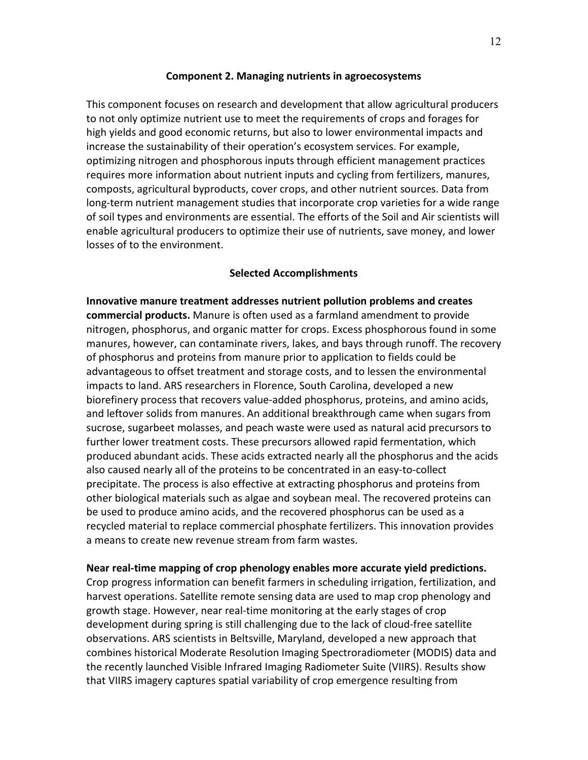## Component 2. Managing nutrients in agroecosystems

This component focuses on research and development that allow agricultural producers to not only optimize nutrient use to meet the requirements of crops and forages for high yields and good economic returns, but also to lower environmental impacts and increase the sustainability of their operation's ecosystem services. For example, optimizing nitrogen and phosphorous inputs through efficient management practices requires more information about nutrient inputs and cycling from fertilizers, manures, composts, agricultural byproducts, cover crops, and other nutrient sources. Data from long-term nutrient management studies that incorporate crop varieties for a wide range of soil types and environments are essential. The efforts of the Soil and Air scientists will enable agricultural producers to optimize their use of nutrients, save money, and lower losses of to the environment.

### Selected Accomplishments

**Innovative manure treatment addresses nutrient pollution problems and creates commercial products.** Manure is often used as a farmland amendment to provide nitrogen, phosphorus, and organic matter for crops. Excess phosphorous found in some manures, however, can contaminate rivers, lakes, and bays through runoff. The recovery of phosphorus and proteins from manure prior to application to fields could be advantageous to offset treatment and storage costs, and to lessen the environmental impacts to land. ARS researchers in Florence, South Carolina, developed a new biorefinery process that recovers value-added phosphorus, proteins, and amino acids, and leftover solids from manures. An additional breakthrough came when sugars from sucrose, sugarbeet molasses, and peach waste were used as natural acid precursors to further lower treatment costs. These precursors allowed rapid fermentation, which produced abundant acids. These acids extracted nearly all the phosphorus and the acids also caused nearly all of the proteins to be concentrated in an easy-to-collect precipitate. The process is also effective at extracting phosphorus and proteins from other biological materials such as algae and soybean meal. The recovered proteins can be used to produce amino acids, and the recovered phosphorus can be used as a recycled material to replace commercial phosphate fertilizers. This innovation provides a means to create new revenue stream from farm wastes.

**Near real-time mapping of crop phenology enables more accurate yield predictions.** Crop progress information can benefit farmers in scheduling irrigation, fertilization, and harvest operations. Satellite remote sensing data are used to map crop phenology and growth stage. However, near real-time monitoring at the early stages of crop development during spring is still challenging due to the lack of cloud-free satellite observations. ARS scientists in Beltsville, Maryland, developed a new approach that combines historical Moderate Resolution Imaging Spectroradiometer (MODIS) data and the recently launched Visible Infrared Imaging Radiometer Suite (VIIRS). Results show that VIIRS imagery captures spatial variability of crop emergence resulting from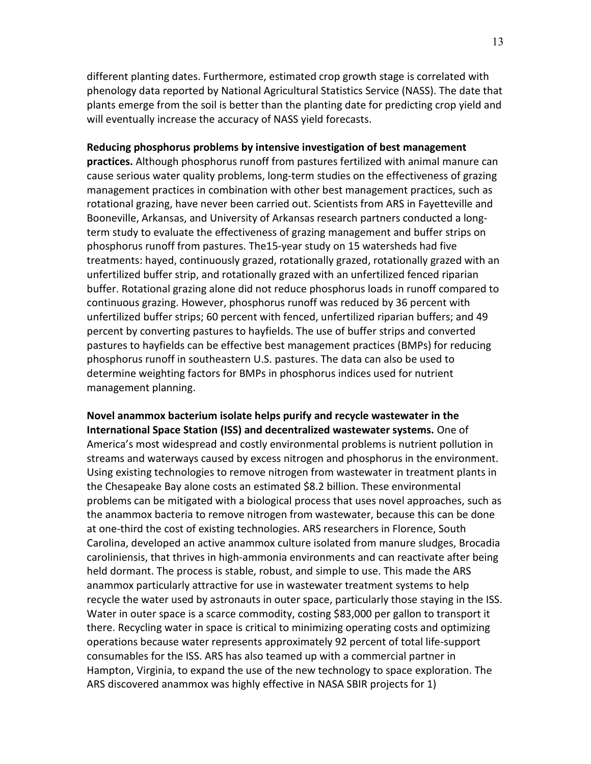different planting dates. Furthermore, estimated crop growth stage is correlated with phenology data reported by National Agricultural Statistics Service (NASS). The date that plants emerge from the soil is better than the planting date for predicting crop yield and will eventually increase the accuracy of NASS yield forecasts.

**Reducing phosphorus problems by intensive investigation of best management practices.** Although phosphorus runoff from pastures fertilized with animal manure can cause serious water quality problems, long-term studies on the effectiveness of grazing management practices in combination with other best management practices, such as rotational grazing, have never been carried out. Scientists from ARS in Fayetteville and Booneville, Arkansas, and University of Arkansas research partners conducted a long-term study to evaluate the effectiveness of grazing management and buffer strips on phosphorus runoff from pastures. The15-year study on 15 watersheds had five treatments: hayed, continuously grazed, rotationally grazed, rotationally grazed with an unfertilized buffer strip, and rotationally grazed with an unfertilized fenced riparian buffer. Rotational grazing alone did not reduce phosphorus loads in runoff compared to continuous grazing. However, phosphorus runoff was reduced by 36 percent with unfertilized buffer strips; 60 percent with fenced, unfertilized riparian buffers; and 49 percent by converting pastures to hayfields. The use of buffer strips and converted pastures to hayfields can be effective best management practices (BMPs) for reducing phosphorus runoff in southeastern U.S. pastures. The data can also be used to determine weighting factors for BMPs in phosphorus indices used for nutrient management planning.

**Novel anammox bacterium isolate helps purify and recycle wastewater in the International Space Station (ISS) and decentralized wastewater systems.** One of America's most widespread and costly environmental problems is nutrient pollution in streams and waterways caused by excess nitrogen and phosphorus in the environment. Using existing technologies to remove nitrogen from wastewater in treatment plants in the Chesapeake Bay alone costs an estimated $8.2 billion. These environmental problems can be mitigated with a biological process that uses novel approaches, such as the anammox bacteria to remove nitrogen from wastewater, because this can be done at one-third the cost of existing technologies. ARS researchers in Florence, South Carolina, developed an active anammox culture isolated from manure sludges, Brocadia caroliniensis, that thrives in high-ammonia environments and can reactivate after being held dormant. The process is stable, robust, and simple to use. This made the ARS anammox particularly attractive for use in wastewater treatment systems to help recycle the water used by astronauts in outer space, particularly those staying in the ISS. Water in outer space is a scarce commodity, costing $83,000 per gallon to transport it there. Recycling water in space is critical to minimizing operating costs and optimizing operations because water represents approximately 92 percent of total life-support consumables for the ISS. ARS has also teamed up with a commercial partner in Hampton, Virginia, to expand the use of the new technology to space exploration. The ARS discovered anammox was highly effective in NASA SBIR projects for 1)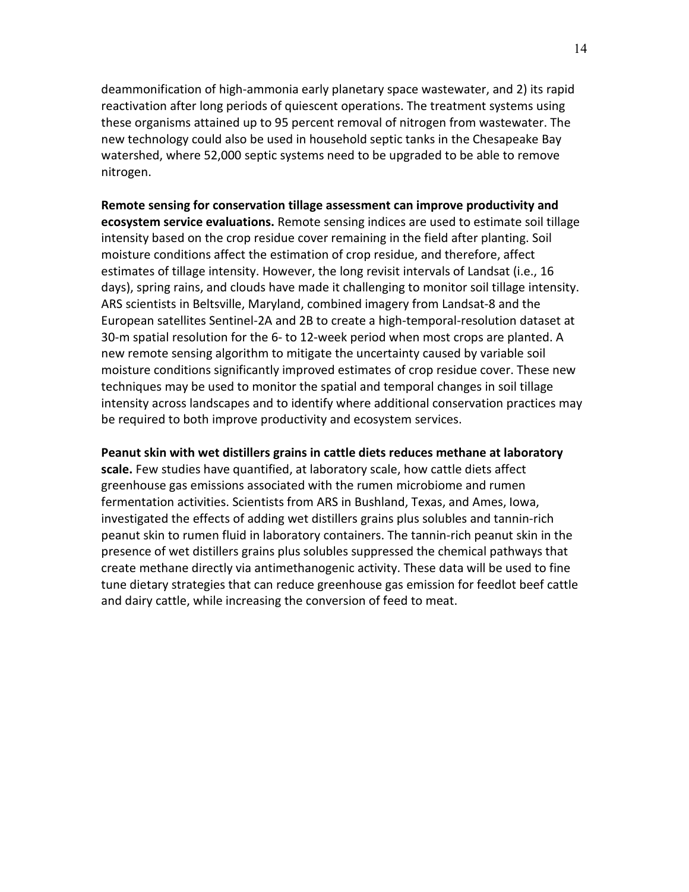deammonification of high-ammonia early planetary space wastewater, and 2) its rapid reactivation after long periods of quiescent operations. The treatment systems using these organisms attained up to 95 percent removal of nitrogen from wastewater. The new technology could also be used in household septic tanks in the Chesapeake Bay watershed, where 52,000 septic systems need to be upgraded to be able to remove nitrogen.

**Remote sensing for conservation tillage assessment can improve productivity and ecosystem service evaluations.** Remote sensing indices are used to estimate soil tillage intensity based on the crop residue cover remaining in the field after planting. Soil moisture conditions affect the estimation of crop residue, and therefore, affect estimates of tillage intensity. However, the long revisit intervals of Landsat (i.e., 16 days), spring rains, and clouds have made it challenging to monitor soil tillage intensity. ARS scientists in Beltsville, Maryland, combined imagery from Landsat-8 and the European satellites Sentinel-2A and 2B to create a high-temporal-resolution dataset at 30-m spatial resolution for the 6- to 12-week period when most crops are planted. A new remote sensing algorithm to mitigate the uncertainty caused by variable soil moisture conditions significantly improved estimates of crop residue cover. These new techniques may be used to monitor the spatial and temporal changes in soil tillage intensity across landscapes and to identify where additional conservation practices may be required to both improve productivity and ecosystem services.

**Peanut skin with wet distillers grains in cattle diets reduces methane at laboratory scale.** Few studies have quantified, at laboratory scale, how cattle diets affect greenhouse gas emissions associated with the rumen microbiome and rumen fermentation activities. Scientists from ARS in Bushland, Texas, and Ames, Iowa, investigated the effects of adding wet distillers grains plus solubles and tannin-rich peanut skin to rumen fluid in laboratory containers. The tannin-rich peanut skin in the presence of wet distillers grains plus solubles suppressed the chemical pathways that create methane directly via antimethanogenic activity. These data will be used to fine tune dietary strategies that can reduce greenhouse gas emission for feedlot beef cattle and dairy cattle, while increasing the conversion of feed to meat.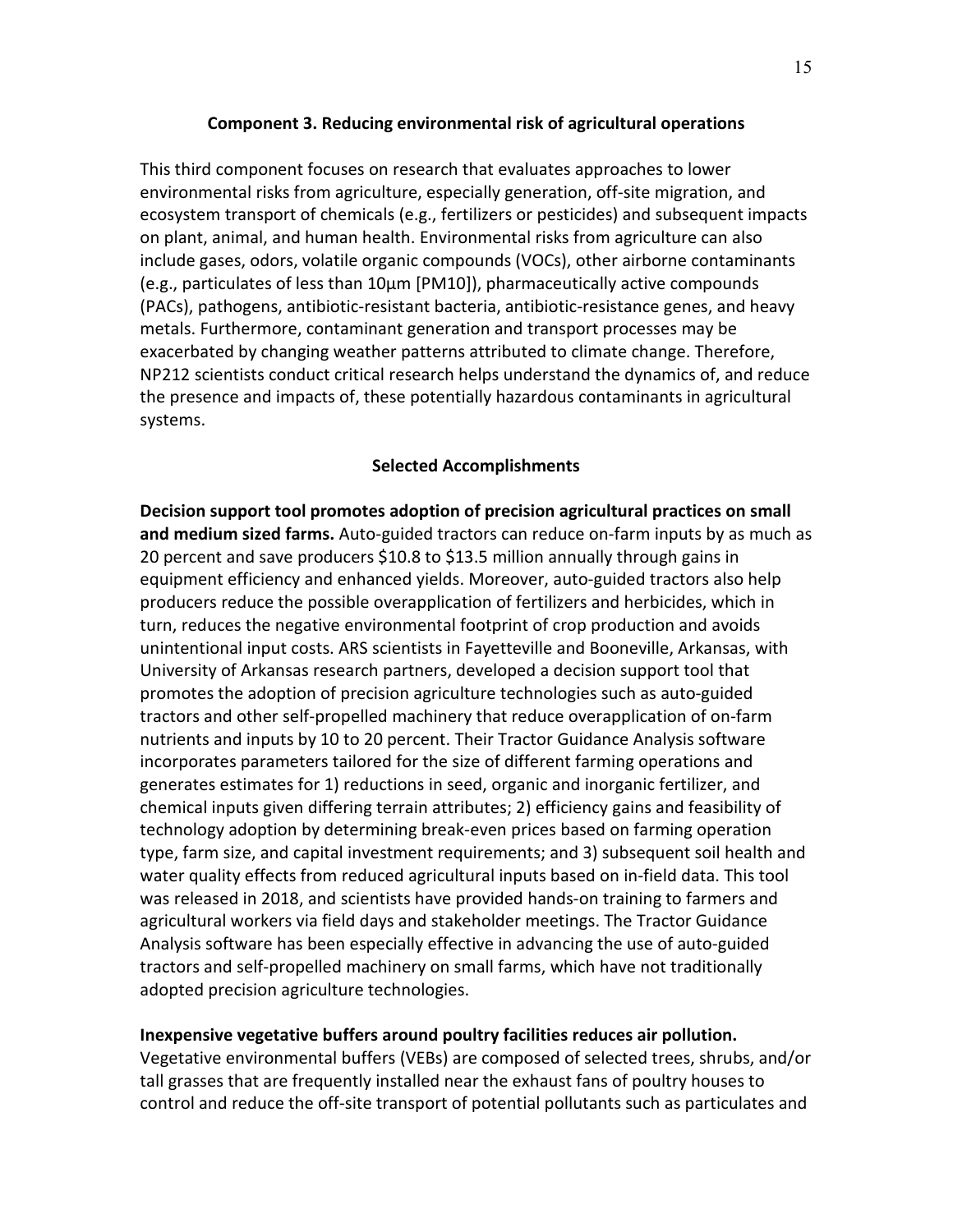### Component 3. Reducing environmental risk of agricultural operations

This third component focuses on research that evaluates approaches to lower environmental risks from agriculture, especially generation, off-site migration, and ecosystem transport of chemicals (e.g., fertilizers or pesticides) and subsequent impacts on plant, animal, and human health. Environmental risks from agriculture can also include gases, odors, volatile organic compounds (VOCs), other airborne contaminants (e.g., particulates of less than 10µm [PM10]), pharmaceutically active compounds (PACs), pathogens, antibiotic-resistant bacteria, antibiotic-resistance genes, and heavy metals. Furthermore, contaminant generation and transport processes may be exacerbated by changing weather patterns attributed to climate change. Therefore, NP212 scientists conduct critical research helps understand the dynamics of, and reduce the presence and impacts of, these potentially hazardous contaminants in agricultural systems.

#### Selected Accomplishments

**Decision support tool promotes adoption of precision agricultural practices on small and medium sized farms.** Auto-guided tractors can reduce on-farm inputs by as much as 20 percent and save producers $10.8 to $13.5 million annually through gains in equipment efficiency and enhanced yields. Moreover, auto-guided tractors also help producers reduce the possible overapplication of fertilizers and herbicides, which in turn, reduces the negative environmental footprint of crop production and avoids unintentional input costs. ARS scientists in Fayetteville and Booneville, Arkansas, with University of Arkansas research partners, developed a decision support tool that promotes the adoption of precision agriculture technologies such as auto-guided tractors and other self-propelled machinery that reduce overapplication of on-farm nutrients and inputs by 10 to 20 percent. Their Tractor Guidance Analysis software incorporates parameters tailored for the size of different farming operations and generates estimates for 1) reductions in seed, organic and inorganic fertilizer, and chemical inputs given differing terrain attributes; 2) efficiency gains and feasibility of technology adoption by determining break-even prices based on farming operation type, farm size, and capital investment requirements; and 3) subsequent soil health and water quality effects from reduced agricultural inputs based on in-field data. This tool was released in 2018, and scientists have provided hands-on training to farmers and agricultural workers via field days and stakeholder meetings. The Tractor Guidance Analysis software has been especially effective in advancing the use of auto-guided tractors and self-propelled machinery on small farms, which have not traditionally adopted precision agriculture technologies.

**Inexpensive vegetative buffers around poultry facilities reduces air pollution.** Vegetative environmental buffers (VEBs) are composed of selected trees, shrubs, and/or tall grasses that are frequently installed near the exhaust fans of poultry houses to control and reduce the off-site transport of potential pollutants such as particulates and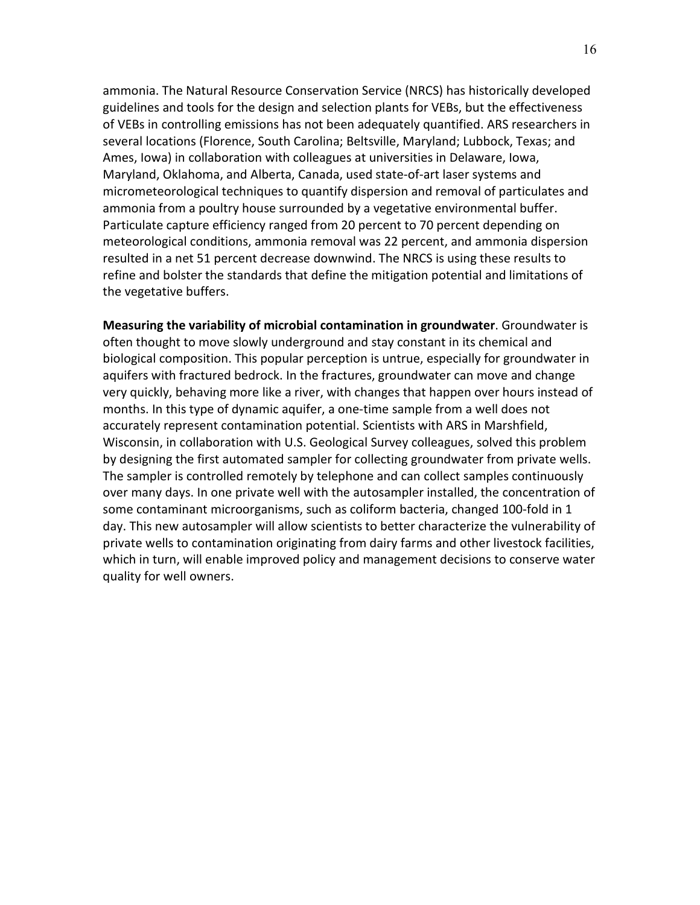ammonia. The Natural Resource Conservation Service (NRCS) has historically developed guidelines and tools for the design and selection plants for VEBs, but the effectiveness of VEBs in controlling emissions has not been adequately quantified. ARS researchers in several locations (Florence, South Carolina; Beltsville, Maryland; Lubbock, Texas; and Ames, Iowa) in collaboration with colleagues at universities in Delaware, Iowa, Maryland, Oklahoma, and Alberta, Canada, used state-of-art laser systems and micrometeorological techniques to quantify dispersion and removal of particulates and ammonia from a poultry house surrounded by a vegetative environmental buffer. Particulate capture efficiency ranged from 20 percent to 70 percent depending on meteorological conditions, ammonia removal was 22 percent, and ammonia dispersion resulted in a net 51 percent decrease downwind. The NRCS is using these results to refine and bolster the standards that define the mitigation potential and limitations of the vegetative buffers.

**Measuring the variability of microbial contamination in groundwater**. Groundwater is often thought to move slowly underground and stay constant in its chemical and biological composition. This popular perception is untrue, especially for groundwater in aquifers with fractured bedrock. In the fractures, groundwater can move and change very quickly, behaving more like a river, with changes that happen over hours instead of months. In this type of dynamic aquifer, a one-time sample from a well does not accurately represent contamination potential. Scientists with ARS in Marshfield, Wisconsin, in collaboration with U.S. Geological Survey colleagues, solved this problem by designing the first automated sampler for collecting groundwater from private wells. The sampler is controlled remotely by telephone and can collect samples continuously over many days. In one private well with the autosampler installed, the concentration of some contaminant microorganisms, such as coliform bacteria, changed 100-fold in 1 day. This new autosampler will allow scientists to better characterize the vulnerability of private wells to contamination originating from dairy farms and other livestock facilities, which in turn, will enable improved policy and management decisions to conserve water quality for well owners.